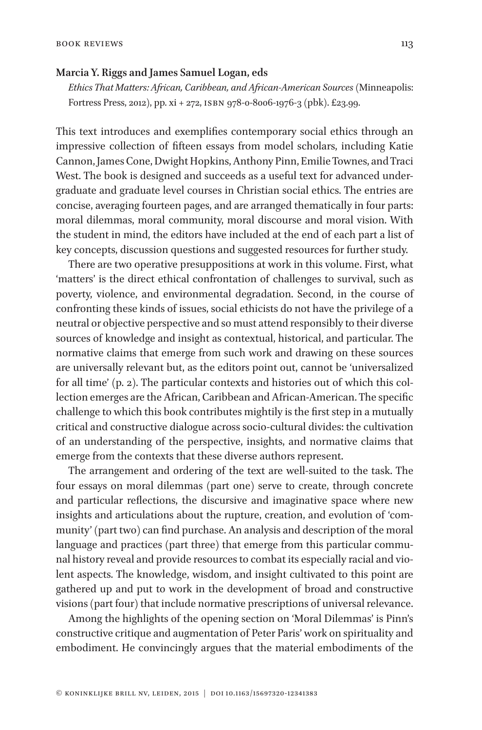**Marcia Y. Riggs and James Samuel Logan, eds**

*Ethics That Matters: African, Caribbean, and African-American Sources* (Minneapolis: Fortress Press, 2012), pp. xi + 272, ISBN 978-0-8006-1976-3 (pbk). £23.99.

This text introduces and exemplifies contemporary social ethics through an impressive collection of fifteen essays from model scholars, including Katie Cannon, James Cone, Dwight Hopkins, Anthony Pinn, Emilie Townes, and Traci West. The book is designed and succeeds as a useful text for advanced undergraduate and graduate level courses in Christian social ethics. The entries are concise, averaging fourteen pages, and are arranged thematically in four parts: moral dilemmas, moral community, moral discourse and moral vision. With the student in mind, the editors have included at the end of each part a list of key concepts, discussion questions and suggested resources for further study.

There are two operative presuppositions at work in this volume. First, what 'matters' is the direct ethical confrontation of challenges to survival, such as poverty, violence, and environmental degradation. Second, in the course of confronting these kinds of issues, social ethicists do not have the privilege of a neutral or objective perspective and so must attend responsibly to their diverse sources of knowledge and insight as contextual, historical, and particular. The normative claims that emerge from such work and drawing on these sources are universally relevant but, as the editors point out, cannot be 'universalized for all time' (p. 2). The particular contexts and histories out of which this collection emerges are the African, Caribbean and African-American. The specific challenge to which this book contributes mightily is the first step in a mutually critical and constructive dialogue across socio-cultural divides: the cultivation of an understanding of the perspective, insights, and normative claims that emerge from the contexts that these diverse authors represent.

The arrangement and ordering of the text are well-suited to the task. The four essays on moral dilemmas (part one) serve to create, through concrete and particular reflections, the discursive and imaginative space where new insights and articulations about the rupture, creation, and evolution of 'community' (part two) can find purchase. An analysis and description of the moral language and practices (part three) that emerge from this particular communal history reveal and provide resources to combat its especially racial and violent aspects. The knowledge, wisdom, and insight cultivated to this point are gathered up and put to work in the development of broad and constructive visions (part four) that include normative prescriptions of universal relevance.

Among the highlights of the opening section on 'Moral Dilemmas' is Pinn's constructive critique and augmentation of Peter Paris' work on spirituality and embodiment. He convincingly argues that the material embodiments of the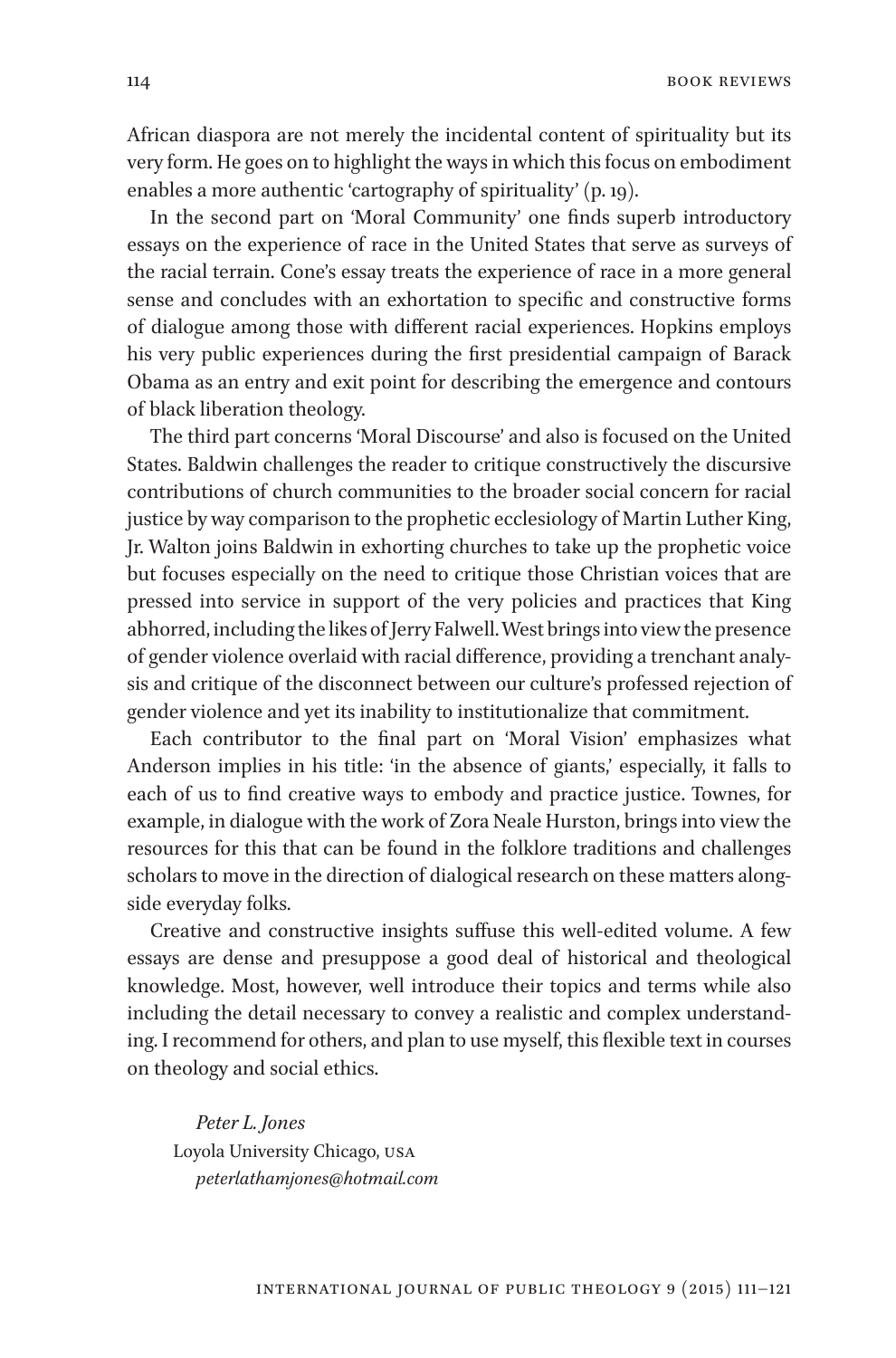African diaspora are not merely the incidental content of spirituality but its very form. He goes on to highlight the ways in which this focus on embodiment enables a more authentic 'cartography of spirituality' (p. 19).

In the second part on 'Moral Community' one finds superb introductory essays on the experience of race in the United States that serve as surveys of the racial terrain. Cone's essay treats the experience of race in a more general sense and concludes with an exhortation to specific and constructive forms of dialogue among those with different racial experiences. Hopkins employs his very public experiences during the first presidential campaign of Barack Obama as an entry and exit point for describing the emergence and contours of black liberation theology.

The third part concerns 'Moral Discourse' and also is focused on the United States. Baldwin challenges the reader to critique constructively the discursive contributions of church communities to the broader social concern for racial justice by way comparison to the prophetic ecclesiology of Martin Luther King, Jr. Walton joins Baldwin in exhorting churches to take up the prophetic voice but focuses especially on the need to critique those Christian voices that are pressed into service in support of the very policies and practices that King abhorred, including the likes of Jerry Falwell. West brings into view the presence of gender violence overlaid with racial difference, providing a trenchant analysis and critique of the disconnect between our culture's professed rejection of gender violence and yet its inability to institutionalize that commitment.

Each contributor to the final part on 'Moral Vision' emphasizes what Anderson implies in his title: 'in the absence of giants,' especially, it falls to each of us to find creative ways to embody and practice justice. Townes, for example, in dialogue with the work of Zora Neale Hurston, brings into view the resources for this that can be found in the folklore traditions and challenges scholars to move in the direction of dialogical research on these matters alongside everyday folks.

Creative and constructive insights suffuse this well-edited volume. A few essays are dense and presuppose a good deal of historical and theological knowledge. Most, however, well introduce their topics and terms while also including the detail necessary to convey a realistic and complex understanding. I recommend for others, and plan to use myself, this flexible text in courses on theology and social ethics.

*Peter L. Jones*
Loyola University Chicago, USA
*peterlathamjones@hotmail.com*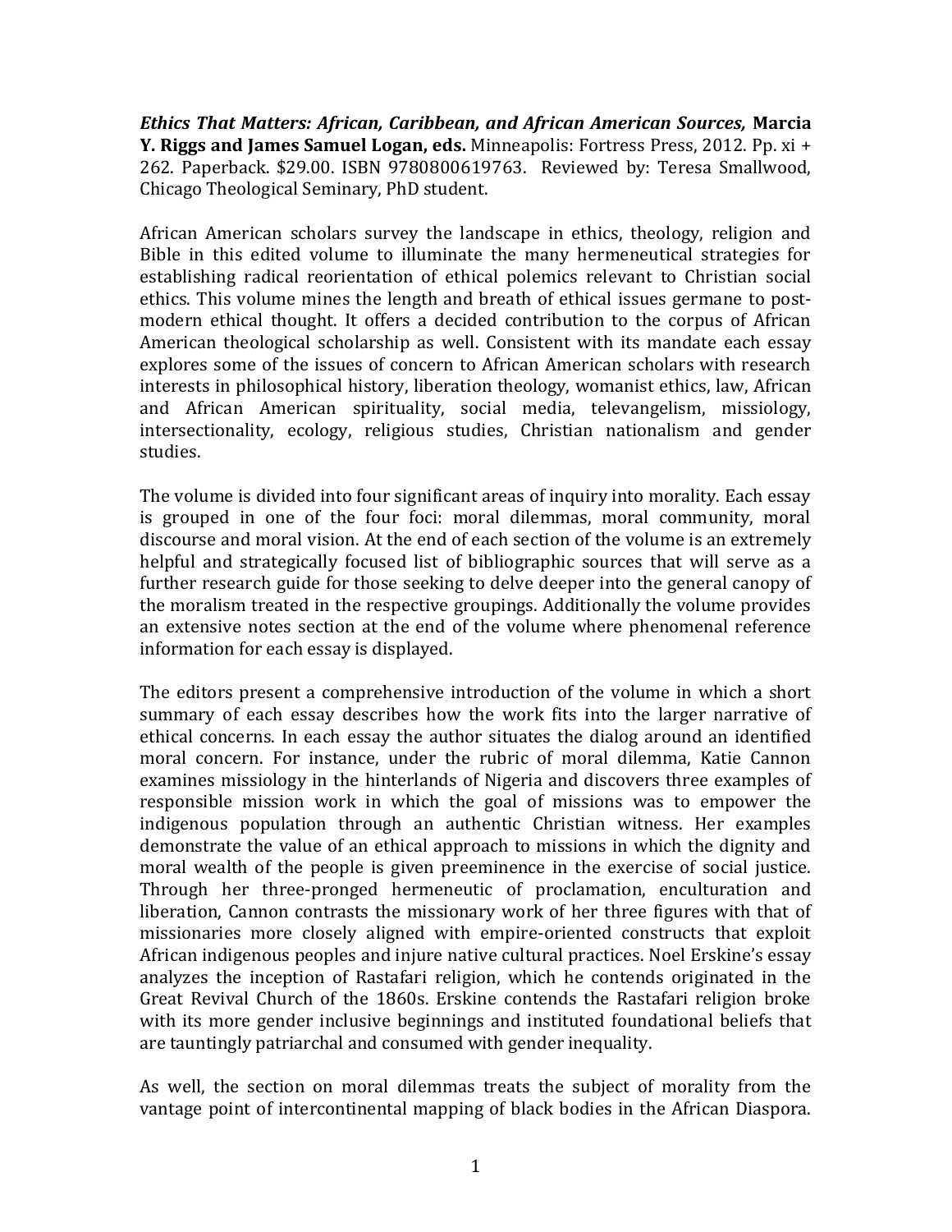***Ethics That Matters: African, Caribbean, and African American Sources,*** **Marcia Y. Riggs and James Samuel Logan, eds.** Minneapolis: Fortress Press, 2012. Pp. xi + 262. Paperback. $29.00. ISBN 9780800619763. Reviewed by: Teresa Smallwood, Chicago Theological Seminary, PhD student.

African American scholars survey the landscape in ethics, theology, religion and Bible in this edited volume to illuminate the many hermeneutical strategies for establishing radical reorientation of ethical polemics relevant to Christian social ethics. This volume mines the length and breath of ethical issues germane to post-modern ethical thought. It offers a decided contribution to the corpus of African American theological scholarship as well. Consistent with its mandate each essay explores some of the issues of concern to African American scholars with research interests in philosophical history, liberation theology, womanist ethics, law, African and African American spirituality, social media, televangelism, missiology, intersectionality, ecology, religious studies, Christian nationalism and gender studies.

The volume is divided into four significant areas of inquiry into morality. Each essay is grouped in one of the four foci: moral dilemmas, moral community, moral discourse and moral vision. At the end of each section of the volume is an extremely helpful and strategically focused list of bibliographic sources that will serve as a further research guide for those seeking to delve deeper into the general canopy of the moralism treated in the respective groupings. Additionally the volume provides an extensive notes section at the end of the volume where phenomenal reference information for each essay is displayed.

The editors present a comprehensive introduction of the volume in which a short summary of each essay describes how the work fits into the larger narrative of ethical concerns. In each essay the author situates the dialog around an identified moral concern. For instance, under the rubric of moral dilemma, Katie Cannon examines missiology in the hinterlands of Nigeria and discovers three examples of responsible mission work in which the goal of missions was to empower the indigenous population through an authentic Christian witness. Her examples demonstrate the value of an ethical approach to missions in which the dignity and moral wealth of the people is given preeminence in the exercise of social justice. Through her three-pronged hermeneutic of proclamation, enculturation and liberation, Cannon contrasts the missionary work of her three figures with that of missionaries more closely aligned with empire-oriented constructs that exploit African indigenous peoples and injure native cultural practices. Noel Erskine's essay analyzes the inception of Rastafari religion, which he contends originated in the Great Revival Church of the 1860s. Erskine contends the Rastafari religion broke with its more gender inclusive beginnings and instituted foundational beliefs that are tauntingly patriarchal and consumed with gender inequality.

As well, the section on moral dilemmas treats the subject of morality from the vantage point of intercontinental mapping of black bodies in the African Diaspora.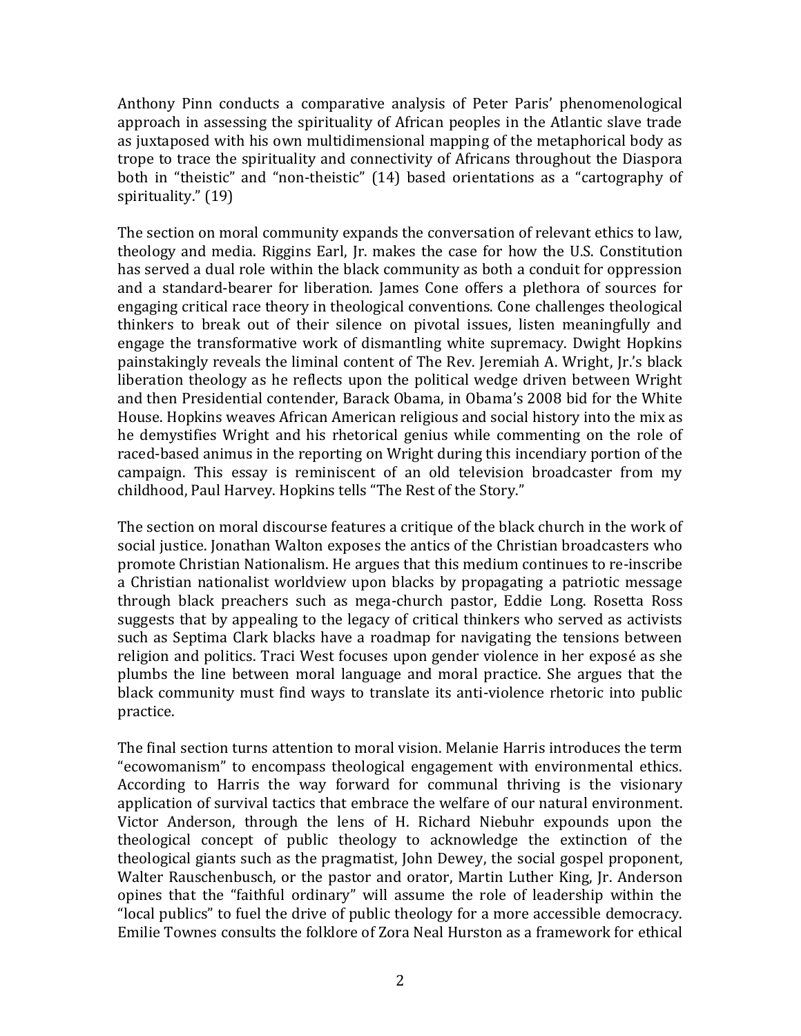Anthony Pinn conducts a comparative analysis of Peter Paris' phenomenological approach in assessing the spirituality of African peoples in the Atlantic slave trade as juxtaposed with his own multidimensional mapping of the metaphorical body as trope to trace the spirituality and connectivity of Africans throughout the Diaspora both in "theistic" and "non-theistic" (14) based orientations as a "cartography of spirituality." (19)

The section on moral community expands the conversation of relevant ethics to law, theology and media. Riggins Earl, Jr. makes the case for how the U.S. Constitution has served a dual role within the black community as both a conduit for oppression and a standard-bearer for liberation. James Cone offers a plethora of sources for engaging critical race theory in theological conventions. Cone challenges theological thinkers to break out of their silence on pivotal issues, listen meaningfully and engage the transformative work of dismantling white supremacy. Dwight Hopkins painstakingly reveals the liminal content of The Rev. Jeremiah A. Wright, Jr.'s black liberation theology as he reflects upon the political wedge driven between Wright and then Presidential contender, Barack Obama, in Obama's 2008 bid for the White House. Hopkins weaves African American religious and social history into the mix as he demystifies Wright and his rhetorical genius while commenting on the role of raced-based animus in the reporting on Wright during this incendiary portion of the campaign. This essay is reminiscent of an old television broadcaster from my childhood, Paul Harvey. Hopkins tells "The Rest of the Story."

The section on moral discourse features a critique of the black church in the work of social justice. Jonathan Walton exposes the antics of the Christian broadcasters who promote Christian Nationalism. He argues that this medium continues to re-inscribe a Christian nationalist worldview upon blacks by propagating a patriotic message through black preachers such as mega-church pastor, Eddie Long. Rosetta Ross suggests that by appealing to the legacy of critical thinkers who served as activists such as Septima Clark blacks have a roadmap for navigating the tensions between religion and politics. Traci West focuses upon gender violence in her exposé as she plumbs the line between moral language and moral practice. She argues that the black community must find ways to translate its anti-violence rhetoric into public practice.

The final section turns attention to moral vision. Melanie Harris introduces the term "ecowomanism" to encompass theological engagement with environmental ethics. According to Harris the way forward for communal thriving is the visionary application of survival tactics that embrace the welfare of our natural environment. Victor Anderson, through the lens of H. Richard Niebuhr expounds upon the theological concept of public theology to acknowledge the extinction of the theological giants such as the pragmatist, John Dewey, the social gospel proponent, Walter Rauschenbusch, or the pastor and orator, Martin Luther King, Jr. Anderson opines that the "faithful ordinary" will assume the role of leadership within the "local publics" to fuel the drive of public theology for a more accessible democracy. Emilie Townes consults the folklore of Zora Neal Hurston as a framework for ethical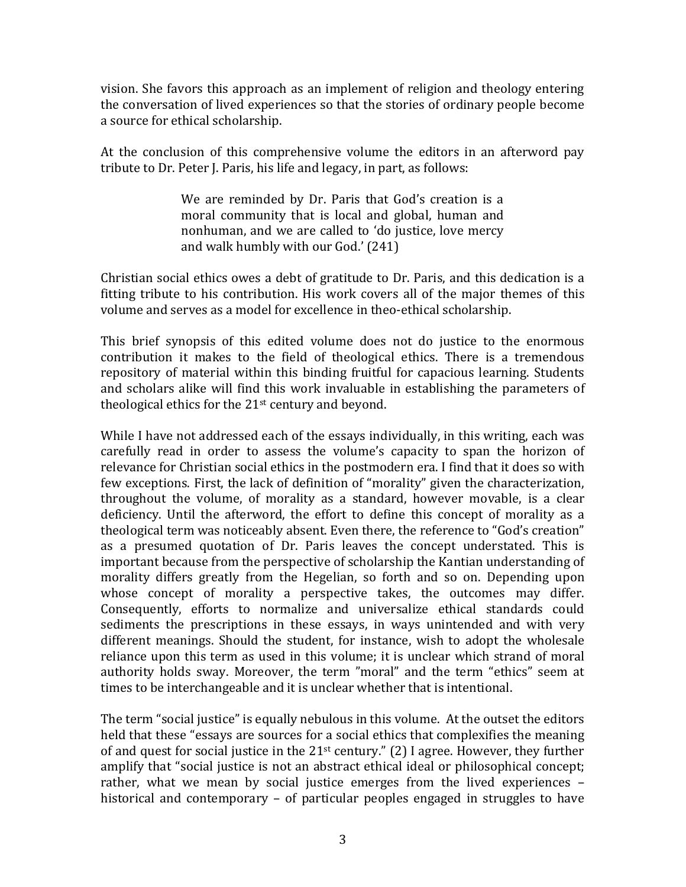vision. She favors this approach as an implement of religion and theology entering the conversation of lived experiences so that the stories of ordinary people become a source for ethical scholarship.

At the conclusion of this comprehensive volume the editors in an afterword pay tribute to Dr. Peter J. Paris, his life and legacy, in part, as follows:

> We are reminded by Dr. Paris that God's creation is a moral community that is local and global, human and nonhuman, and we are called to 'do justice, love mercy and walk humbly with our God.' (241)

Christian social ethics owes a debt of gratitude to Dr. Paris, and this dedication is a fitting tribute to his contribution. His work covers all of the major themes of this volume and serves as a model for excellence in theo-ethical scholarship.

This brief synopsis of this edited volume does not do justice to the enormous contribution it makes to the field of theological ethics. There is a tremendous repository of material within this binding fruitful for capacious learning. Students and scholars alike will find this work invaluable in establishing the parameters of theological ethics for the 21st century and beyond.

While I have not addressed each of the essays individually, in this writing, each was carefully read in order to assess the volume's capacity to span the horizon of relevance for Christian social ethics in the postmodern era. I find that it does so with few exceptions. First, the lack of definition of "morality" given the characterization, throughout the volume, of morality as a standard, however movable, is a clear deficiency. Until the afterword, the effort to define this concept of morality as a theological term was noticeably absent. Even there, the reference to "God's creation" as a presumed quotation of Dr. Paris leaves the concept understated. This is important because from the perspective of scholarship the Kantian understanding of morality differs greatly from the Hegelian, so forth and so on. Depending upon whose concept of morality a perspective takes, the outcomes may differ. Consequently, efforts to normalize and universalize ethical standards could sediments the prescriptions in these essays, in ways unintended and with very different meanings. Should the student, for instance, wish to adopt the wholesale reliance upon this term as used in this volume; it is unclear which strand of moral authority holds sway. Moreover, the term "moral" and the term "ethics" seem at times to be interchangeable and it is unclear whether that is intentional.

The term "social justice" is equally nebulous in this volume. At the outset the editors held that these "essays are sources for a social ethics that complexifies the meaning of and quest for social justice in the 21st century." (2) I agree. However, they further amplify that "social justice is not an abstract ethical ideal or philosophical concept; rather, what we mean by social justice emerges from the lived experiences – historical and contemporary – of particular peoples engaged in struggles to have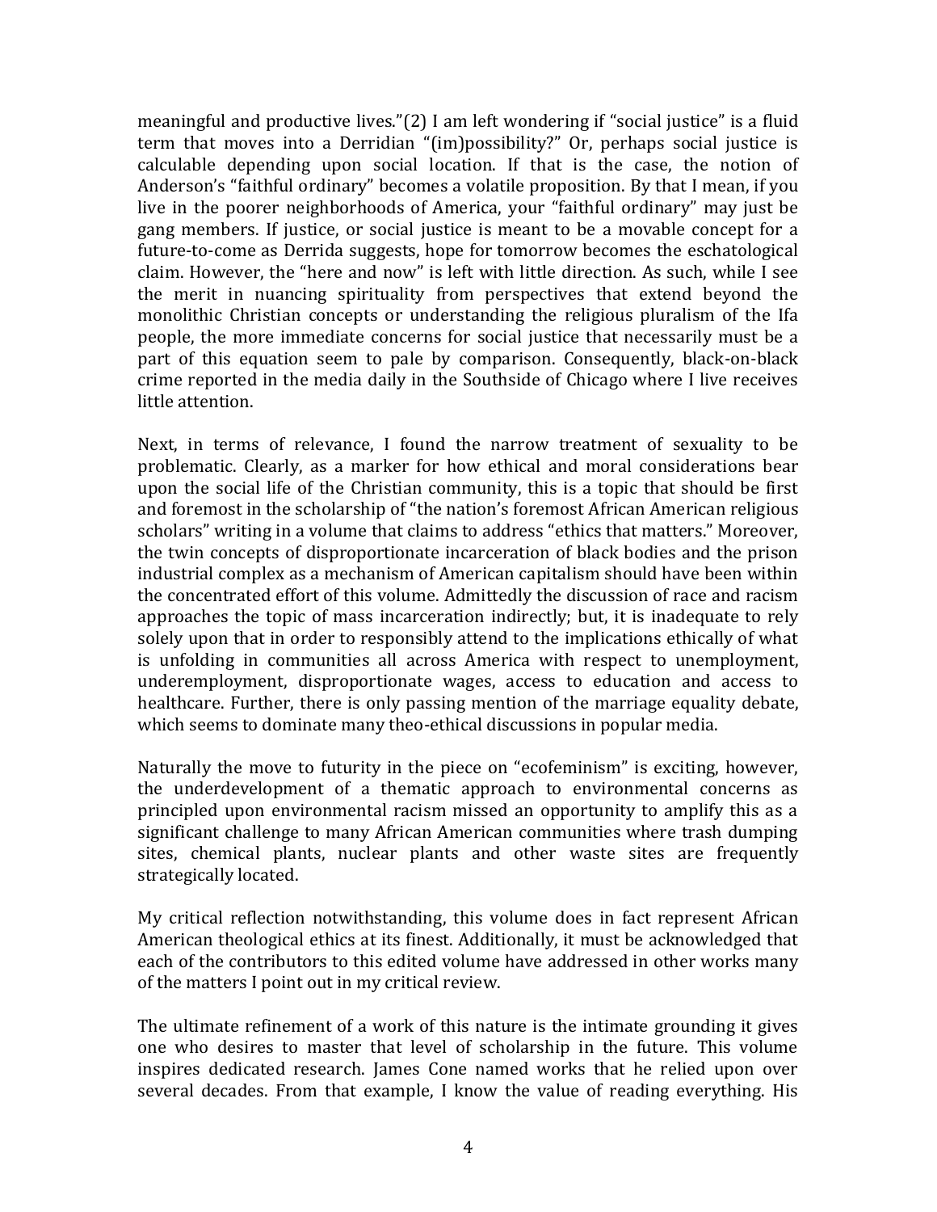meaningful and productive lives."(2) I am left wondering if "social justice" is a fluid term that moves into a Derridian "(im)possibility?" Or, perhaps social justice is calculable depending upon social location. If that is the case, the notion of Anderson's "faithful ordinary" becomes a volatile proposition. By that I mean, if you live in the poorer neighborhoods of America, your "faithful ordinary" may just be gang members. If justice, or social justice is meant to be a movable concept for a future-to-come as Derrida suggests, hope for tomorrow becomes the eschatological claim. However, the "here and now" is left with little direction. As such, while I see the merit in nuancing spirituality from perspectives that extend beyond the monolithic Christian concepts or understanding the religious pluralism of the Ifa people, the more immediate concerns for social justice that necessarily must be a part of this equation seem to pale by comparison. Consequently, black-on-black crime reported in the media daily in the Southside of Chicago where I live receives little attention.

Next, in terms of relevance, I found the narrow treatment of sexuality to be problematic. Clearly, as a marker for how ethical and moral considerations bear upon the social life of the Christian community, this is a topic that should be first and foremost in the scholarship of "the nation's foremost African American religious scholars" writing in a volume that claims to address "ethics that matters." Moreover, the twin concepts of disproportionate incarceration of black bodies and the prison industrial complex as a mechanism of American capitalism should have been within the concentrated effort of this volume. Admittedly the discussion of race and racism approaches the topic of mass incarceration indirectly; but, it is inadequate to rely solely upon that in order to responsibly attend to the implications ethically of what is unfolding in communities all across America with respect to unemployment, underemployment, disproportionate wages, access to education and access to healthcare. Further, there is only passing mention of the marriage equality debate, which seems to dominate many theo-ethical discussions in popular media.

Naturally the move to futurity in the piece on "ecofeminism" is exciting, however, the underdevelopment of a thematic approach to environmental concerns as principled upon environmental racism missed an opportunity to amplify this as a significant challenge to many African American communities where trash dumping sites, chemical plants, nuclear plants and other waste sites are frequently strategically located.

My critical reflection notwithstanding, this volume does in fact represent African American theological ethics at its finest. Additionally, it must be acknowledged that each of the contributors to this edited volume have addressed in other works many of the matters I point out in my critical review.

The ultimate refinement of a work of this nature is the intimate grounding it gives one who desires to master that level of scholarship in the future. This volume inspires dedicated research. James Cone named works that he relied upon over several decades. From that example, I know the value of reading everything. His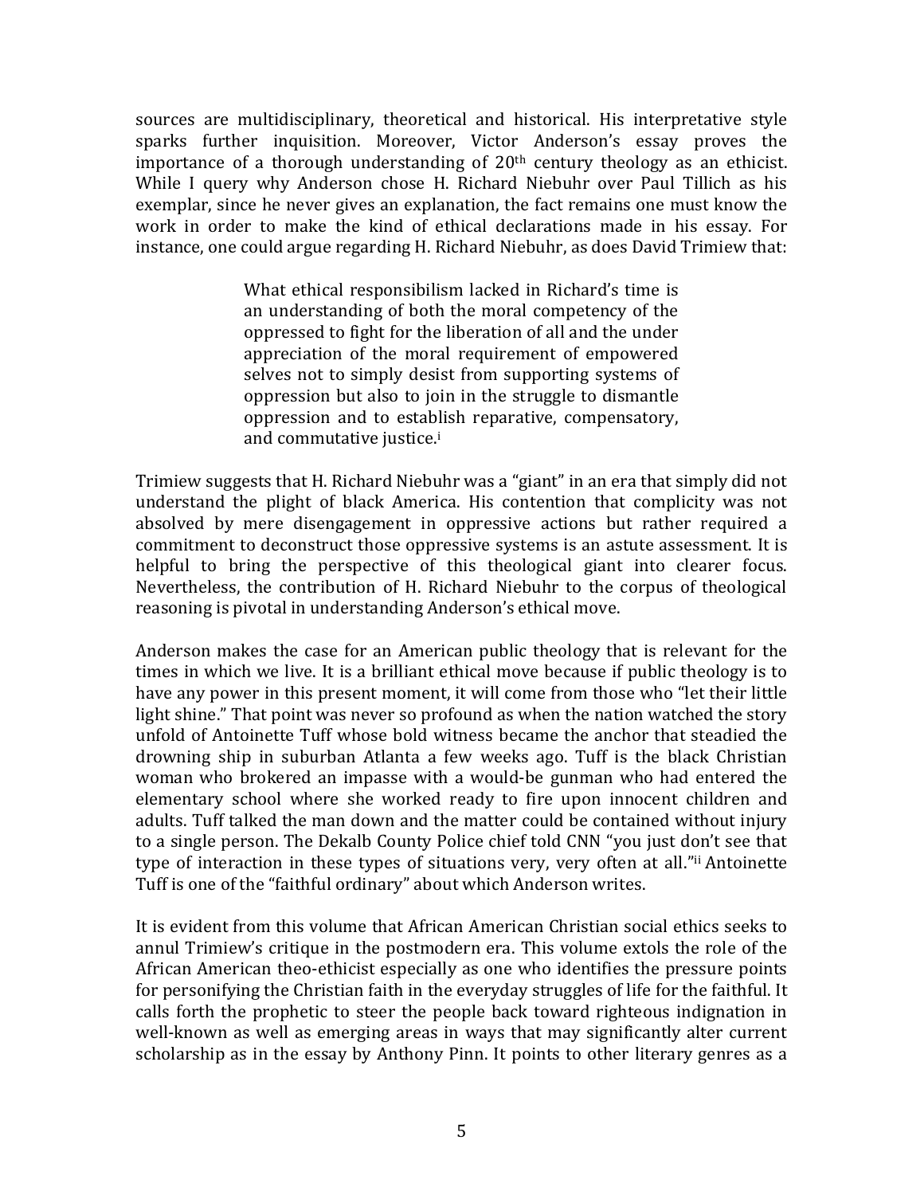sources are multidisciplinary, theoretical and historical. His interpretative style sparks further inquisition. Moreover, Victor Anderson's essay proves the importance of a thorough understanding of 20th century theology as an ethicist. While I query why Anderson chose H. Richard Niebuhr over Paul Tillich as his exemplar, since he never gives an explanation, the fact remains one must know the work in order to make the kind of ethical declarations made in his essay. For instance, one could argue regarding H. Richard Niebuhr, as does David Trimiew that:

> What ethical responsibilism lacked in Richard's time is an understanding of both the moral competency of the oppressed to fight for the liberation of all and the under appreciation of the moral requirement of empowered selves not to simply desist from supporting systems of oppression but also to join in the struggle to dismantle oppression and to establish reparative, compensatory, and commutative justice.[i]

Trimiew suggests that H. Richard Niebuhr was a "giant" in an era that simply did not understand the plight of black America. His contention that complicity was not absolved by mere disengagement in oppressive actions but rather required a commitment to deconstruct those oppressive systems is an astute assessment. It is helpful to bring the perspective of this theological giant into clearer focus. Nevertheless, the contribution of H. Richard Niebuhr to the corpus of theological reasoning is pivotal in understanding Anderson's ethical move.

Anderson makes the case for an American public theology that is relevant for the times in which we live. It is a brilliant ethical move because if public theology is to have any power in this present moment, it will come from those who "let their little light shine." That point was never so profound as when the nation watched the story unfold of Antoinette Tuff whose bold witness became the anchor that steadied the drowning ship in suburban Atlanta a few weeks ago. Tuff is the black Christian woman who brokered an impasse with a would-be gunman who had entered the elementary school where she worked ready to fire upon innocent children and adults. Tuff talked the man down and the matter could be contained without injury to a single person. The Dekalb County Police chief told CNN "you just don't see that type of interaction in these types of situations very, very often at all."[ii] Antoinette Tuff is one of the "faithful ordinary" about which Anderson writes.

It is evident from this volume that African American Christian social ethics seeks to annul Trimiew's critique in the postmodern era. This volume extols the role of the African American theo-ethicist especially as one who identifies the pressure points for personifying the Christian faith in the everyday struggles of life for the faithful. It calls forth the prophetic to steer the people back toward righteous indignation in well-known as well as emerging areas in ways that may significantly alter current scholarship as in the essay by Anthony Pinn. It points to other literary genres as a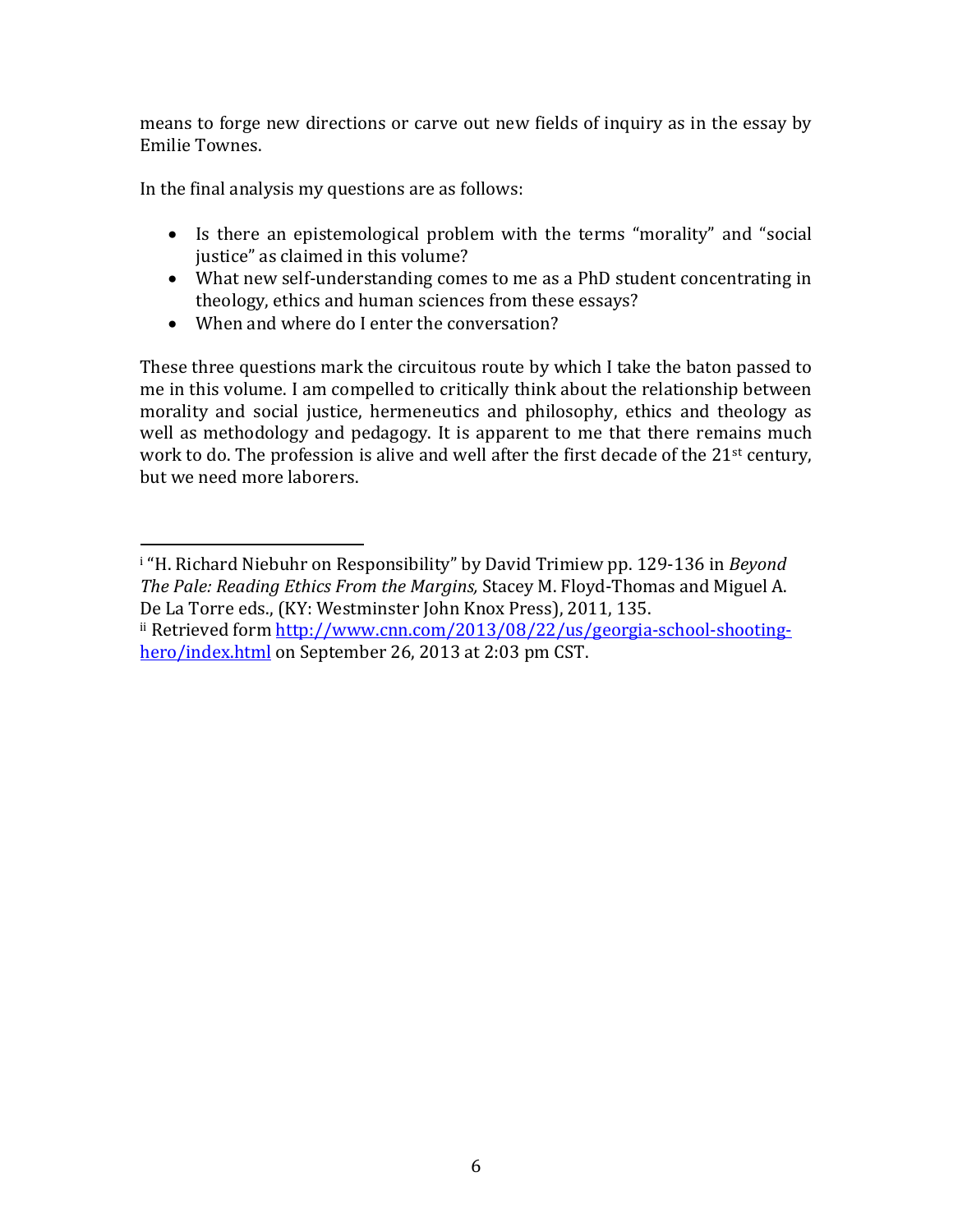means to forge new directions or carve out new fields of inquiry as in the essay by Emilie Townes.

In the final analysis my questions are as follows:

- Is there an epistemological problem with the terms "morality" and "social justice" as claimed in this volume?
- What new self-understanding comes to me as a PhD student concentrating in theology, ethics and human sciences from these essays?
- When and where do I enter the conversation?

These three questions mark the circuitous route by which I take the baton passed to me in this volume. I am compelled to critically think about the relationship between morality and social justice, hermeneutics and philosophy, ethics and theology as well as methodology and pedagogy. It is apparent to me that there remains much work to do. The profession is alive and well after the first decade of the 21st century, but we need more laborers.

---

[i] "H. Richard Niebuhr on Responsibility" by David Trimiew pp. 129-136 in *Beyond The Pale: Reading Ethics From the Margins,* Stacey M. Floyd-Thomas and Miguel A. De La Torre eds., (KY: Westminster John Knox Press), 2011, 135.

[ii] Retrieved form http://www.cnn.com/2013/08/22/us/georgia-school-shooting-hero/index.html on September 26, 2013 at 2:03 pm CST.